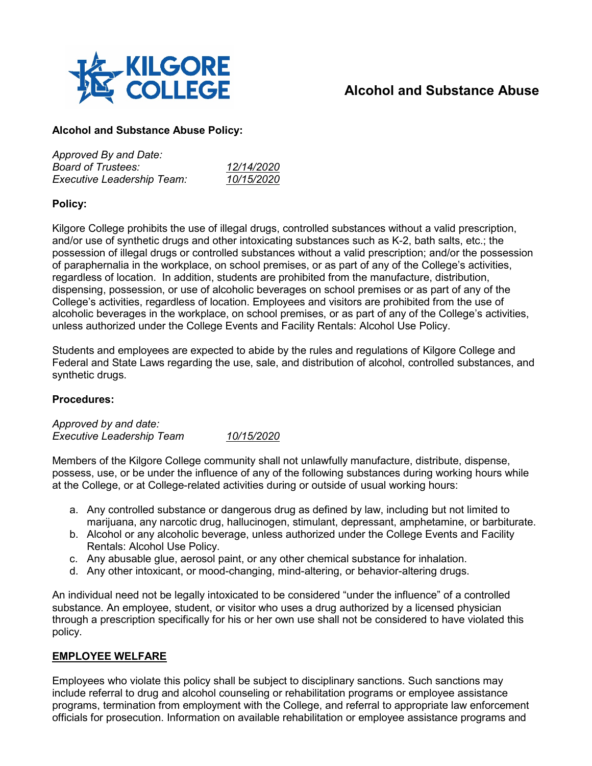# Alcohol and Substance Abuse

**Alcohol and Substance Abuse Policy:**

*Approved By and Date:*
*Board of Trustees:* *12/14/2020*
*Executive Leadership Team:* *10/15/2020*

**Policy:**

Kilgore College prohibits the use of illegal drugs, controlled substances without a valid prescription, and/or use of synthetic drugs and other intoxicating substances such as K-2, bath salts, etc.; the possession of illegal drugs or controlled substances without a valid prescription; and/or the possession of paraphernalia in the workplace, on school premises, or as part of any of the College's activities, regardless of location. In addition, students are prohibited from the manufacture, distribution, dispensing, possession, or use of alcoholic beverages on school premises or as part of any of the College's activities, regardless of location. Employees and visitors are prohibited from the use of alcoholic beverages in the workplace, on school premises, or as part of any of the College's activities, unless authorized under the College Events and Facility Rentals: Alcohol Use Policy.

Students and employees are expected to abide by the rules and regulations of Kilgore College and Federal and State Laws regarding the use, sale, and distribution of alcohol, controlled substances, and synthetic drugs.

**Procedures:**

*Approved by and date:*
*Executive Leadership Team* *10/15/2020*

Members of the Kilgore College community shall not unlawfully manufacture, distribute, dispense, possess, use, or be under the influence of any of the following substances during working hours while at the College, or at College-related activities during or outside of usual working hours:

a. Any controlled substance or dangerous drug as defined by law, including but not limited to marijuana, any narcotic drug, hallucinogen, stimulant, depressant, amphetamine, or barbiturate.
b. Alcohol or any alcoholic beverage, unless authorized under the College Events and Facility Rentals: Alcohol Use Policy.
c. Any abusable glue, aerosol paint, or any other chemical substance for inhalation.
d. Any other intoxicant, or mood-changing, mind-altering, or behavior-altering drugs.

An individual need not be legally intoxicated to be considered "under the influence" of a controlled substance. An employee, student, or visitor who uses a drug authorized by a licensed physician through a prescription specifically for his or her own use shall not be considered to have violated this policy.

**EMPLOYEE WELFARE**

Employees who violate this policy shall be subject to disciplinary sanctions. Such sanctions may include referral to drug and alcohol counseling or rehabilitation programs or employee assistance programs, termination from employment with the College, and referral to appropriate law enforcement officials for prosecution. Information on available rehabilitation or employee assistance programs and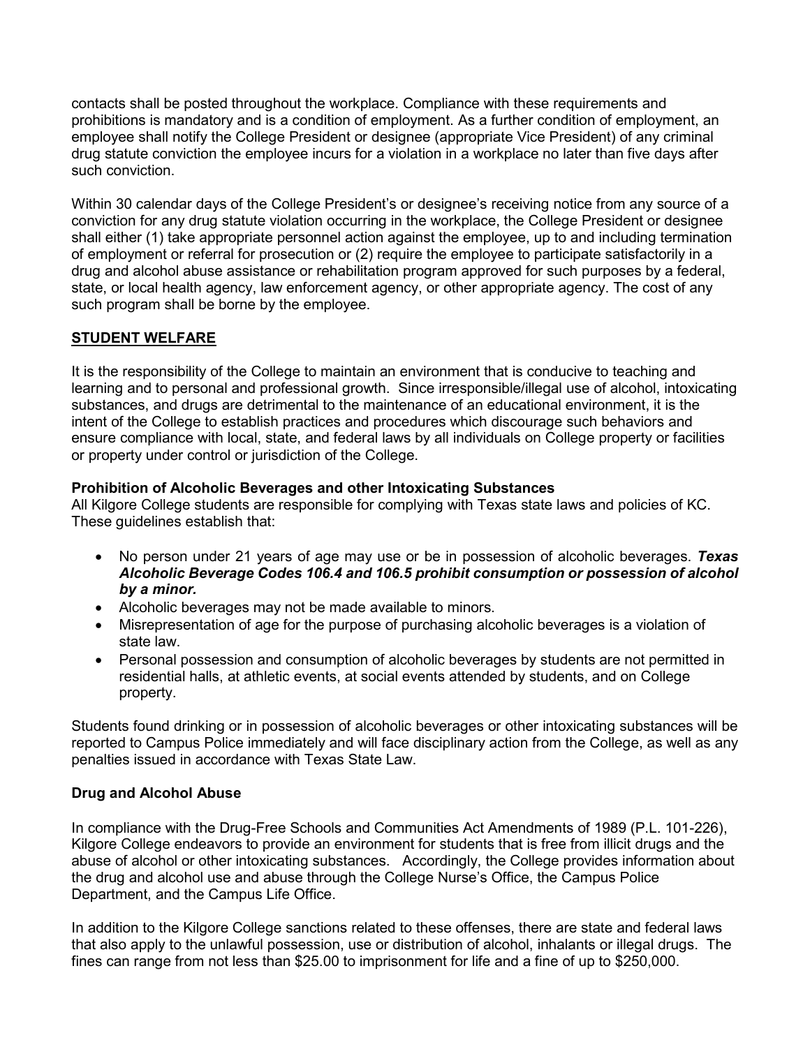contacts shall be posted throughout the workplace. Compliance with these requirements and prohibitions is mandatory and is a condition of employment. As a further condition of employment, an employee shall notify the College President or designee (appropriate Vice President) of any criminal drug statute conviction the employee incurs for a violation in a workplace no later than five days after such conviction.

Within 30 calendar days of the College President's or designee's receiving notice from any source of a conviction for any drug statute violation occurring in the workplace, the College President or designee shall either (1) take appropriate personnel action against the employee, up to and including termination of employment or referral for prosecution or (2) require the employee to participate satisfactorily in a drug and alcohol abuse assistance or rehabilitation program approved for such purposes by a federal, state, or local health agency, law enforcement agency, or other appropriate agency. The cost of any such program shall be borne by the employee.

## STUDENT WELFARE

It is the responsibility of the College to maintain an environment that is conducive to teaching and learning and to personal and professional growth. Since irresponsible/illegal use of alcohol, intoxicating substances, and drugs are detrimental to the maintenance of an educational environment, it is the intent of the College to establish practices and procedures which discourage such behaviors and ensure compliance with local, state, and federal laws by all individuals on College property or facilities or property under control or jurisdiction of the College.

### Prohibition of Alcoholic Beverages and other Intoxicating Substances

All Kilgore College students are responsible for complying with Texas state laws and policies of KC. These guidelines establish that:

- No person under 21 years of age may use or be in possession of alcoholic beverages. ***Texas Alcoholic Beverage Codes 106.4 and 106.5 prohibit consumption or possession of alcohol by a minor.***
- Alcoholic beverages may not be made available to minors.
- Misrepresentation of age for the purpose of purchasing alcoholic beverages is a violation of state law.
- Personal possession and consumption of alcoholic beverages by students are not permitted in residential halls, at athletic events, at social events attended by students, and on College property.

Students found drinking or in possession of alcoholic beverages or other intoxicating substances will be reported to Campus Police immediately and will face disciplinary action from the College, as well as any penalties issued in accordance with Texas State Law.

### Drug and Alcohol Abuse

In compliance with the Drug-Free Schools and Communities Act Amendments of 1989 (P.L. 101-226), Kilgore College endeavors to provide an environment for students that is free from illicit drugs and the abuse of alcohol or other intoxicating substances. Accordingly, the College provides information about the drug and alcohol use and abuse through the College Nurse's Office, the Campus Police Department, and the Campus Life Office.

In addition to the Kilgore College sanctions related to these offenses, there are state and federal laws that also apply to the unlawful possession, use or distribution of alcohol, inhalants or illegal drugs. The fines can range from not less than $25.00 to imprisonment for life and a fine of up to $250,000.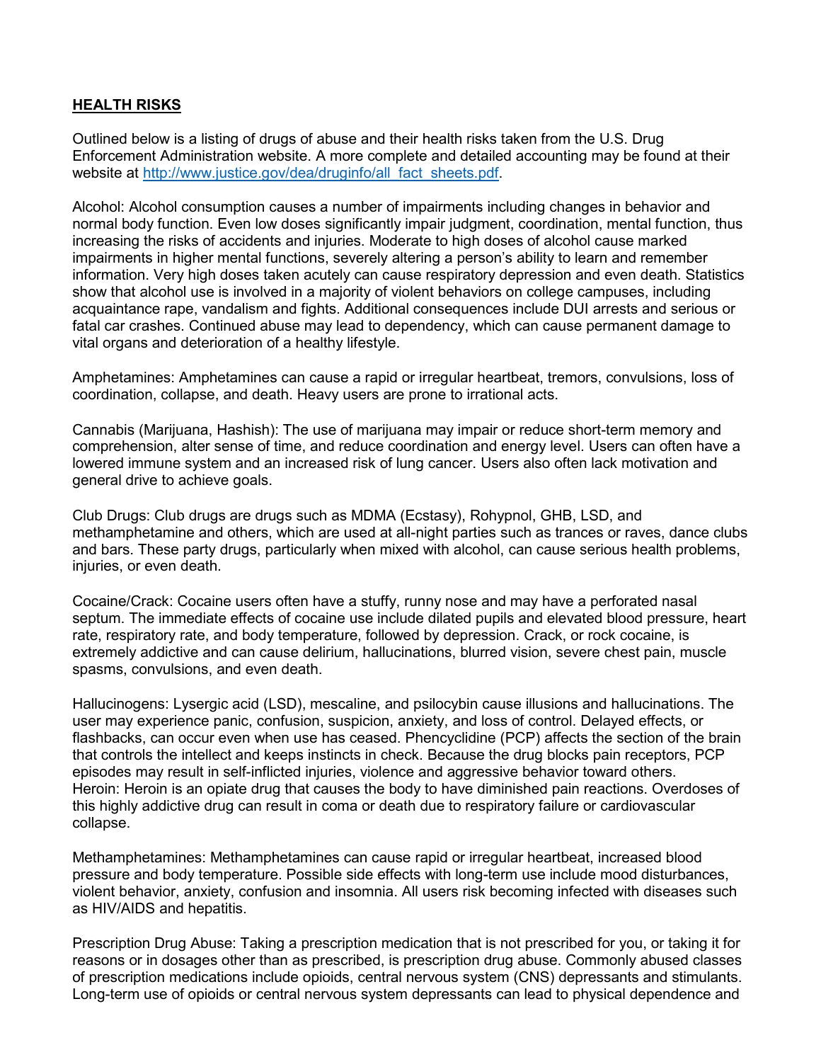## HEALTH RISKS

Outlined below is a listing of drugs of abuse and their health risks taken from the U.S. Drug Enforcement Administration website. A more complete and detailed accounting may be found at their website at [http://www.justice.gov/dea/druginfo/all_fact_sheets.pdf](http://www.justice.gov/dea/druginfo/all_fact_sheets.pdf).

Alcohol: Alcohol consumption causes a number of impairments including changes in behavior and normal body function. Even low doses significantly impair judgment, coordination, mental function, thus increasing the risks of accidents and injuries. Moderate to high doses of alcohol cause marked impairments in higher mental functions, severely altering a person's ability to learn and remember information. Very high doses taken acutely can cause respiratory depression and even death. Statistics show that alcohol use is involved in a majority of violent behaviors on college campuses, including acquaintance rape, vandalism and fights. Additional consequences include DUI arrests and serious or fatal car crashes. Continued abuse may lead to dependency, which can cause permanent damage to vital organs and deterioration of a healthy lifestyle.

Amphetamines: Amphetamines can cause a rapid or irregular heartbeat, tremors, convulsions, loss of coordination, collapse, and death. Heavy users are prone to irrational acts.

Cannabis (Marijuana, Hashish): The use of marijuana may impair or reduce short-term memory and comprehension, alter sense of time, and reduce coordination and energy level. Users can often have a lowered immune system and an increased risk of lung cancer. Users also often lack motivation and general drive to achieve goals.

Club Drugs: Club drugs are drugs such as MDMA (Ecstasy), Rohypnol, GHB, LSD, and methamphetamine and others, which are used at all-night parties such as trances or raves, dance clubs and bars. These party drugs, particularly when mixed with alcohol, can cause serious health problems, injuries, or even death.

Cocaine/Crack: Cocaine users often have a stuffy, runny nose and may have a perforated nasal septum. The immediate effects of cocaine use include dilated pupils and elevated blood pressure, heart rate, respiratory rate, and body temperature, followed by depression. Crack, or rock cocaine, is extremely addictive and can cause delirium, hallucinations, blurred vision, severe chest pain, muscle spasms, convulsions, and even death.

Hallucinogens: Lysergic acid (LSD), mescaline, and psilocybin cause illusions and hallucinations. The user may experience panic, confusion, suspicion, anxiety, and loss of control. Delayed effects, or flashbacks, can occur even when use has ceased. Phencyclidine (PCP) affects the section of the brain that controls the intellect and keeps instincts in check. Because the drug blocks pain receptors, PCP episodes may result in self-inflicted injuries, violence and aggressive behavior toward others.
Heroin: Heroin is an opiate drug that causes the body to have diminished pain reactions. Overdoses of this highly addictive drug can result in coma or death due to respiratory failure or cardiovascular collapse.

Methamphetamines: Methamphetamines can cause rapid or irregular heartbeat, increased blood pressure and body temperature. Possible side effects with long-term use include mood disturbances, violent behavior, anxiety, confusion and insomnia. All users risk becoming infected with diseases such as HIV/AIDS and hepatitis.

Prescription Drug Abuse: Taking a prescription medication that is not prescribed for you, or taking it for reasons or in dosages other than as prescribed, is prescription drug abuse. Commonly abused classes of prescription medications include opioids, central nervous system (CNS) depressants and stimulants. Long-term use of opioids or central nervous system depressants can lead to physical dependence and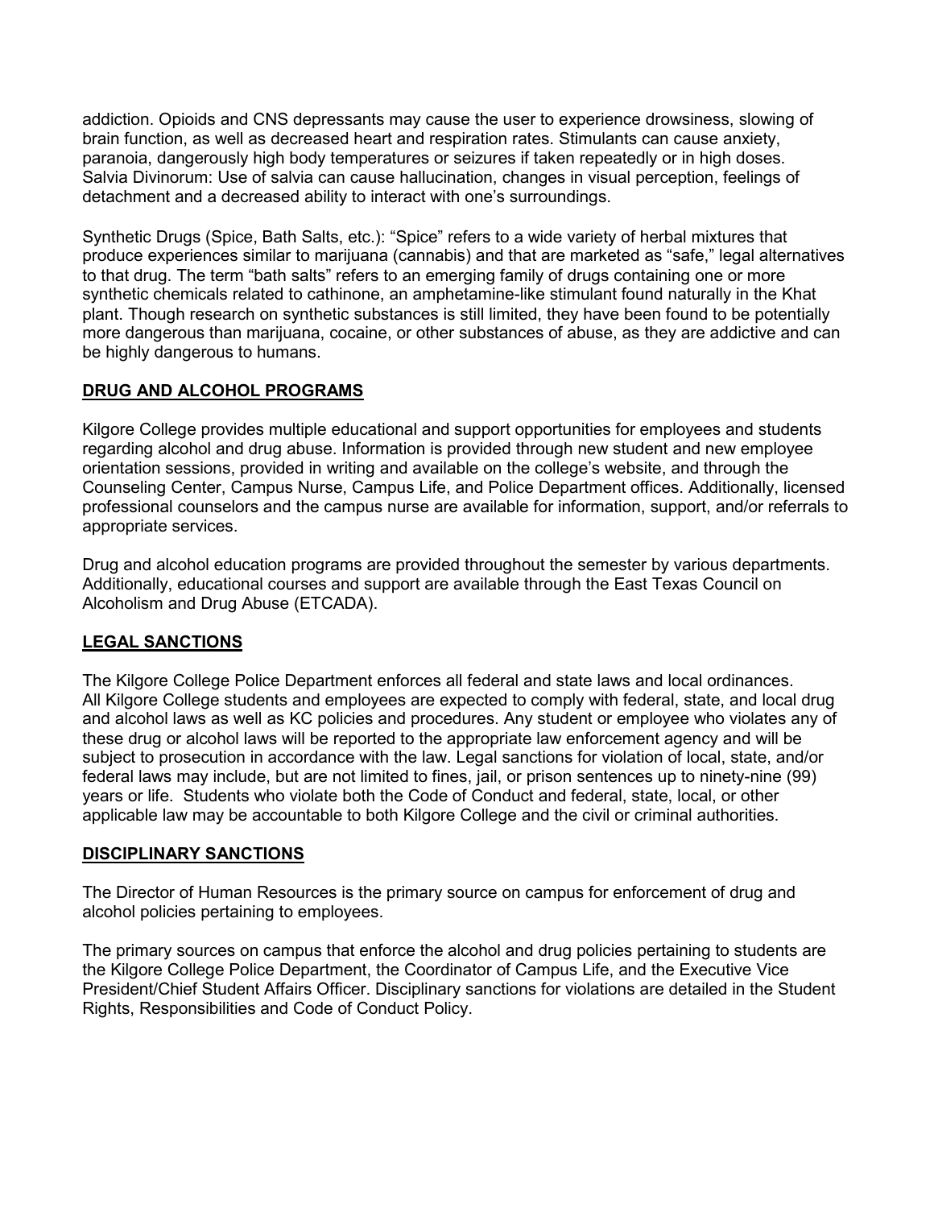addiction. Opioids and CNS depressants may cause the user to experience drowsiness, slowing of brain function, as well as decreased heart and respiration rates. Stimulants can cause anxiety, paranoia, dangerously high body temperatures or seizures if taken repeatedly or in high doses. Salvia Divinorum: Use of salvia can cause hallucination, changes in visual perception, feelings of detachment and a decreased ability to interact with one's surroundings.

Synthetic Drugs (Spice, Bath Salts, etc.): "Spice" refers to a wide variety of herbal mixtures that produce experiences similar to marijuana (cannabis) and that are marketed as "safe," legal alternatives to that drug. The term "bath salts" refers to an emerging family of drugs containing one or more synthetic chemicals related to cathinone, an amphetamine-like stimulant found naturally in the Khat plant. Though research on synthetic substances is still limited, they have been found to be potentially more dangerous than marijuana, cocaine, or other substances of abuse, as they are addictive and can be highly dangerous to humans.

## DRUG AND ALCOHOL PROGRAMS

Kilgore College provides multiple educational and support opportunities for employees and students regarding alcohol and drug abuse. Information is provided through new student and new employee orientation sessions, provided in writing and available on the college's website, and through the Counseling Center, Campus Nurse, Campus Life, and Police Department offices. Additionally, licensed professional counselors and the campus nurse are available for information, support, and/or referrals to appropriate services.

Drug and alcohol education programs are provided throughout the semester by various departments. Additionally, educational courses and support are available through the East Texas Council on Alcoholism and Drug Abuse (ETCADA).

## LEGAL SANCTIONS

The Kilgore College Police Department enforces all federal and state laws and local ordinances. All Kilgore College students and employees are expected to comply with federal, state, and local drug and alcohol laws as well as KC policies and procedures. Any student or employee who violates any of these drug or alcohol laws will be reported to the appropriate law enforcement agency and will be subject to prosecution in accordance with the law. Legal sanctions for violation of local, state, and/or federal laws may include, but are not limited to fines, jail, or prison sentences up to ninety-nine (99) years or life. Students who violate both the Code of Conduct and federal, state, local, or other applicable law may be accountable to both Kilgore College and the civil or criminal authorities.

## DISCIPLINARY SANCTIONS

The Director of Human Resources is the primary source on campus for enforcement of drug and alcohol policies pertaining to employees.

The primary sources on campus that enforce the alcohol and drug policies pertaining to students are the Kilgore College Police Department, the Coordinator of Campus Life, and the Executive Vice President/Chief Student Affairs Officer. Disciplinary sanctions for violations are detailed in the Student Rights, Responsibilities and Code of Conduct Policy.